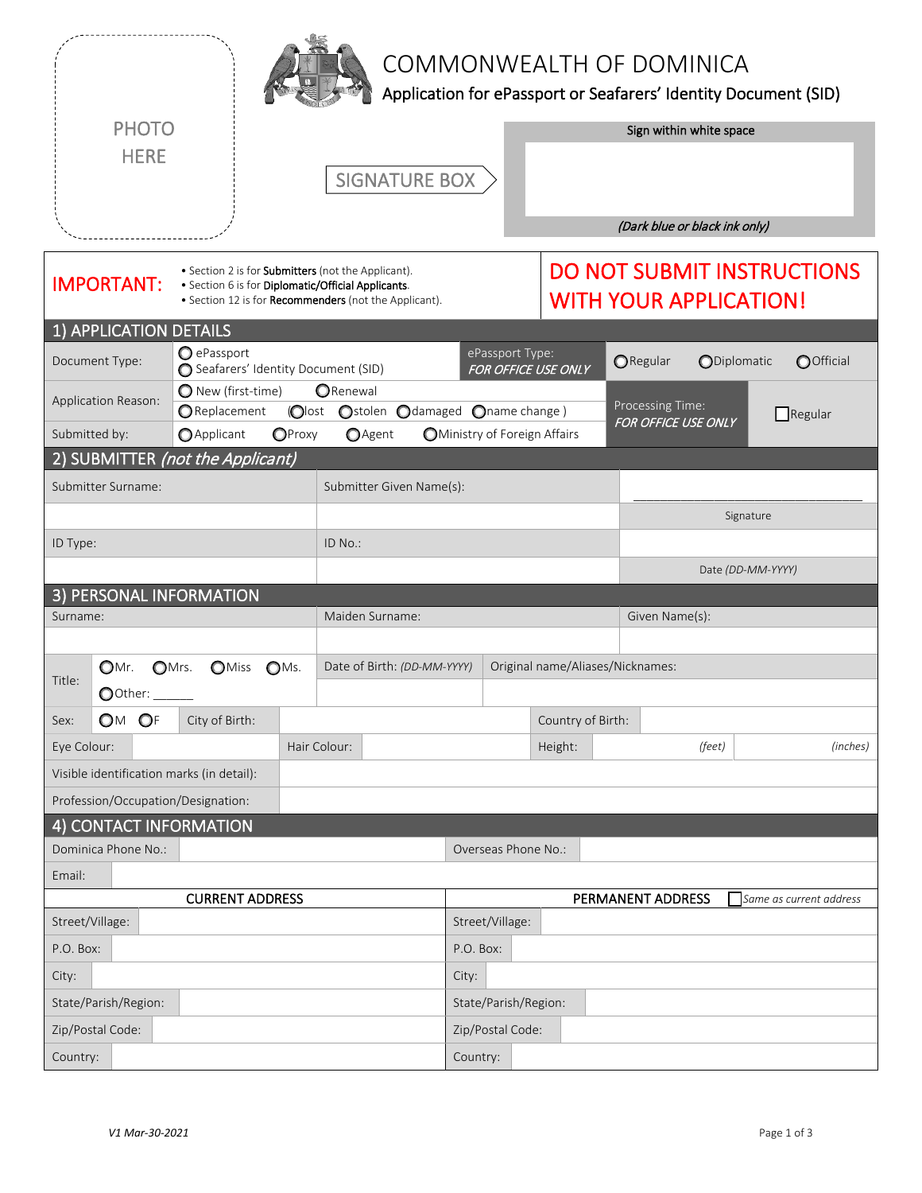PHOTO HERE

# COMMONWEALTH OF DOMINICA

## Application for ePassport or Seafarers' Identity Document (SID)

SIGNATURE BOX

Sign within white space

*(Dark blue or black ink only)*

**IMPORTANT:**
- Section 2 is for **Submitters** (not the Applicant).
- Section 6 is for **Diplomatic/Official Applicants**.
- Section 12 is for **Recommenders** (not the Applicant).

**DO NOT SUBMIT INSTRUCTIONS WITH YOUR APPLICATION!**

## 1) APPLICATION DETAILS

| | | | |
|---|---|---|---|
| Document Type: | ○ ePassport ○ Seafarers' Identity Document (SID) | ePassport Type: *FOR OFFICE USE ONLY* | ○Regular ○Diplomatic ○Official |
| Application Reason: | ○ New (first-time) ○Renewal ○Replacement (○lost ○stolen ○damaged ○name change ) | Processing Time: *FOR OFFICE USE ONLY* | ☐Regular |
| Submitted by: | ○Applicant ○Proxy ○Agent ○Ministry of Foreign Affairs | | |

## 2) SUBMITTER *(not the Applicant)*

| | | |
|---|---|---|
| Submitter Surname: | Submitter Given Name(s): | ______________________ |
| | | Signature |
| ID Type: | ID No.: | |
| | | Date *(DD-MM-YYYY)* |

## 3) PERSONAL INFORMATION

| | | |
|---|---|---|
| Surname: | Maiden Surname: | Given Name(s): |
| | | |

| | | |
|---|---|---|
| Title: ○Mr. ○Mrs. ○Miss ○Ms. ○Other: ______ | Date of Birth: *(DD-MM-YYYY)* | Original name/Aliases/Nicknames: |
| | | |

| | | | | | |
|---|---|---|---|---|---|
| Sex: ○M ○F | City of Birth: | | Country of Birth: | | |
| Eye Colour: | | Hair Colour: | | Height: | *(feet)* *(inches)* |
| Visible identification marks (in detail): | | | | | |
| Profession/Occupation/Designation: | | | | | |

## 4) CONTACT INFORMATION

| | | | |
|---|---|---|---|
| Dominica Phone No.: | | Overseas Phone No.: | |
| Email: | | | |

| CURRENT ADDRESS | | PERMANENT ADDRESS ☐*Same as current address* | |
|---|---|---|---|
| Street/Village: | | Street/Village: | |
| P.O. Box: | | P.O. Box: | |
| City: | | City: | |
| State/Parish/Region: | | State/Parish/Region: | |
| Zip/Postal Code: | | Zip/Postal Code: | |
| Country: | | Country: | |

*V1 Mar-30-2021*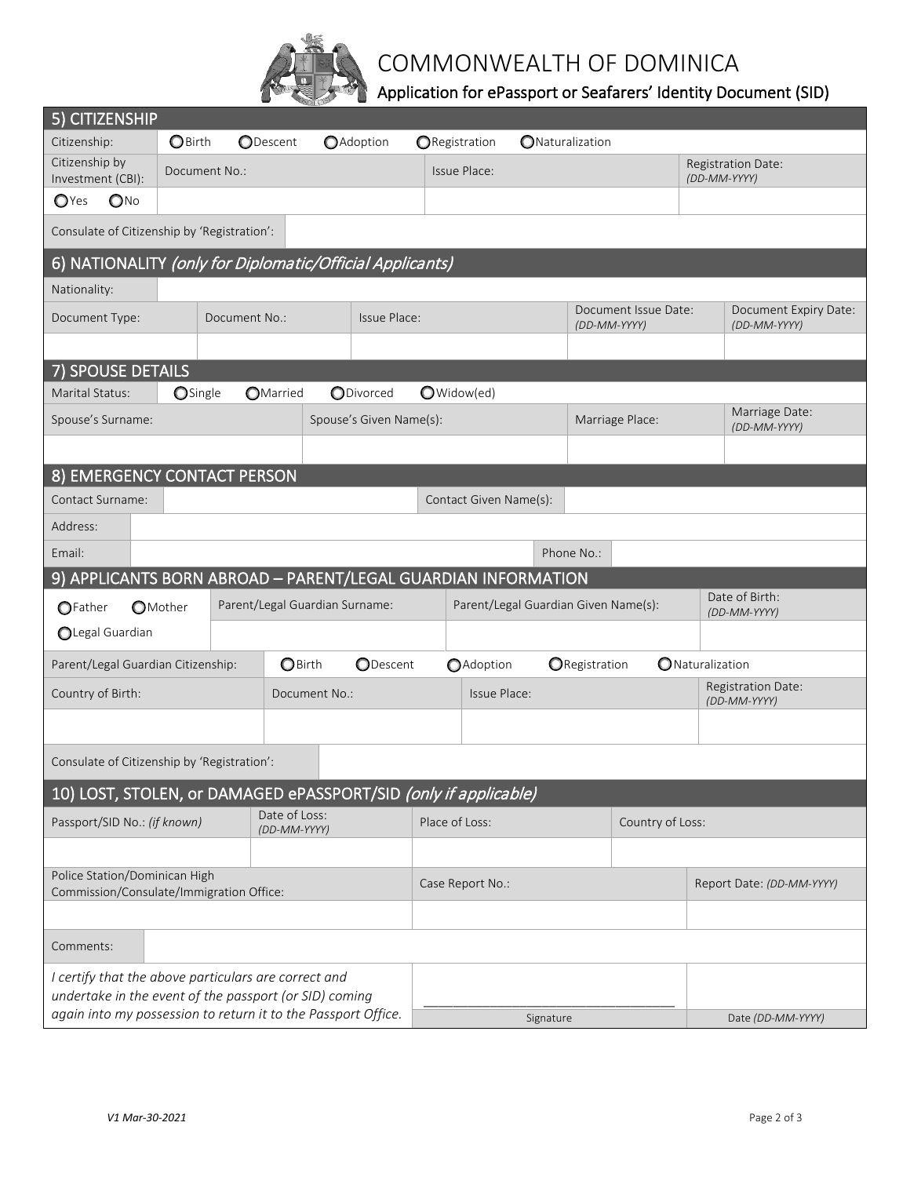# COMMONWEALTH OF DOMINICA

## Application for ePassport or Seafarers' Identity Document (SID)

## 5) CITIZENSHIP

| Citizenship: | ○ Birth ○ Descent ○ Adoption ○ Registration ○ Naturalization | | |
|---|---|---|---|
| Citizenship by Investment (CBI): | Document No.: | Issue Place: | Registration Date: *(DD-MM-YYYY)* |
| ○ Yes ○ No | | | |
| Consulate of Citizenship by 'Registration': | | | |

## 6) NATIONALITY *(only for Diplomatic/Official Applicants)*

| Nationality: | | | | |
|---|---|---|---|---|
| Document Type: | Document No.: | Issue Place: | Document Issue Date: *(DD-MM-YYYY)* | Document Expiry Date: *(DD-MM-YYYY)* |
| | | | | |

## 7) SPOUSE DETAILS

| Marital Status: | ○ Single ○ Married ○ Divorced ○ Widow(ed) | | |
|---|---|---|---|
| Spouse's Surname: | Spouse's Given Name(s): | Marriage Place: | Marriage Date: *(DD-MM-YYYY)* |
| | | | |

## 8) EMERGENCY CONTACT PERSON

| Contact Surname: | | Contact Given Name(s): | |
|---|---|---|---|
| Address: | | | |
| Email: | | Phone No.: | |

## 9) APPLICANTS BORN ABROAD – PARENT/LEGAL GUARDIAN INFORMATION

| ○ Father ○ Mother ○ Legal Guardian | Parent/Legal Guardian Surname: | Parent/Legal Guardian Given Name(s): | Date of Birth: *(DD-MM-YYYY)* |
|---|---|---|---|
| | | | |
| Parent/Legal Guardian Citizenship: | ○ Birth ○ Descent ○ Adoption ○ Registration ○ Naturalization | | |
| Country of Birth: | Document No.: | Issue Place: | Registration Date: *(DD-MM-YYYY)* |
| | | | |
| Consulate of Citizenship by 'Registration': | | | |

## 10) LOST, STOLEN, or DAMAGED ePASSPORT/SID *(only if applicable)*

| Passport/SID No.: *(if known)* | Date of Loss: *(DD-MM-YYYY)* | Place of Loss: | Country of Loss: |
|---|---|---|---|
| | | | |
| Police Station/Dominican High Commission/Consulate/Immigration Office: | | Case Report No.: | Report Date: *(DD-MM-YYYY)* |
| | | | |
| Comments: | | | |

| *I certify that the above particulars are correct and undertake in the event of the passport (or SID) coming again into my possession to return it to the Passport Office.* | ______________________________ Signature | Date *(DD-MM-YYYY)* |
|---|---|---|

*V1 Mar-30-2021*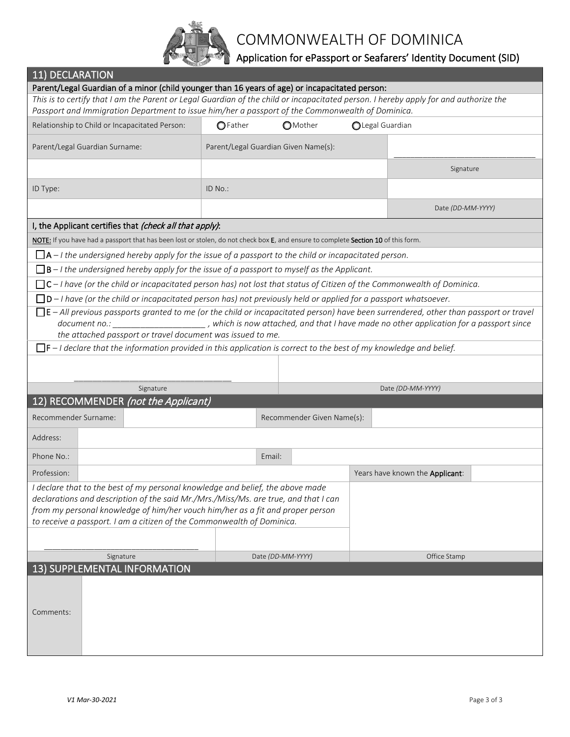# COMMONWEALTH OF DOMINICA

## Application for ePassport or Seafarers' Identity Document (SID)

## 11) DECLARATION

**Parent/Legal Guardian of a minor (child younger than 16 years of age) or incapacitated person:**

*This is to certify that I am the Parent or Legal Guardian of the child or incapacitated person. I hereby apply for and authorize the Passport and Immigration Department to issue him/her a passport of the Commonwealth of Dominica.*

| | | |
|---|---|---|
| Relationship to Child or Incapacitated Person: | ◯ Father ◯ Mother ◯ Legal Guardian | |
| Parent/Legal Guardian Surname: | Parent/Legal Guardian Given Name(s): | ______________________________ |
| | | Signature |
| ID Type: | ID No.: | |
| | | Date *(DD-MM-YYYY)* |

**I, the Applicant certifies that** ***(check all that apply)*****:**

**NOTE:** If you have had a passport that has been lost or stolen, do not check box **E**, and ensure to complete **Section 10** of this form.

- ☐ A – *I the undersigned hereby apply for the issue of a passport to the child or incapacitated person.*
- ☐ B – *I the undersigned hereby apply for the issue of a passport to myself as the Applicant.*
- ☐ C – *I have (or the child or incapacitated person has) not lost that status of Citizen of the Commonwealth of Dominica.*
- ☐ D – *I have (or the child or incapacitated person has) not previously held or applied for a passport whatsoever.*
- ☐ E – *All previous passports granted to me (or the child or incapacitated person) have been surrendered, other than passport or travel document no.: ____________________ , which is now attached, and that I have made no other application for a passport since the attached passport or travel document was issued to me.*
- ☐ F – *I declare that the information provided in this application is correct to the best of my knowledge and belief.*

| | |
|---|---|
| ______________________________ | |
| Signature | Date *(DD-MM-YYYY)* |

## 12) RECOMMENDER *(not the Applicant)*

| | | | |
|---|---|---|---|
| Recommender Surname: | | Recommender Given Name(s): | |
| Address: | | | |
| Phone No.: | | Email: | |
| Profession: | | Years have known the **Applicant**: | |

*I declare that to the best of my personal knowledge and belief, the above made declarations and description of the said Mr./Mrs./Miss/Ms. are true, and that I can from my personal knowledge of him/her vouch him/her as a fit and proper person to receive a passport. I am a citizen of the Commonwealth of Dominica.*

| | | |
|---|---|---|
| ______________________________ | | |
| Signature | Date *(DD-MM-YYYY)* | Office Stamp |

## 13) SUPPLEMENTAL INFORMATION

| | |
|---|---|
| Comments: | |

*V1 Mar-30-2021*